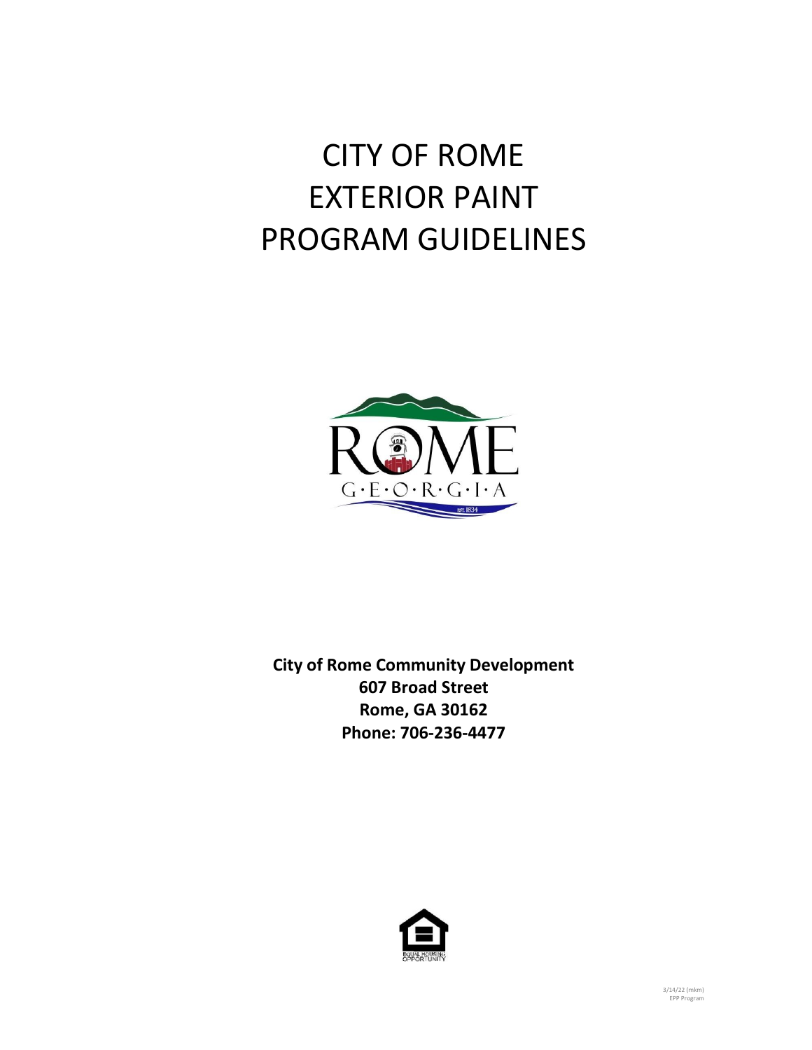# CITY OF ROME EXTERIOR PAINT PROGRAM GUIDELINES

**City of Rome Community Development**
**607 Broad Street**
**Rome, GA 30162**
**Phone: 706-236-4477**

3/14/22 (mkm)
EPP Program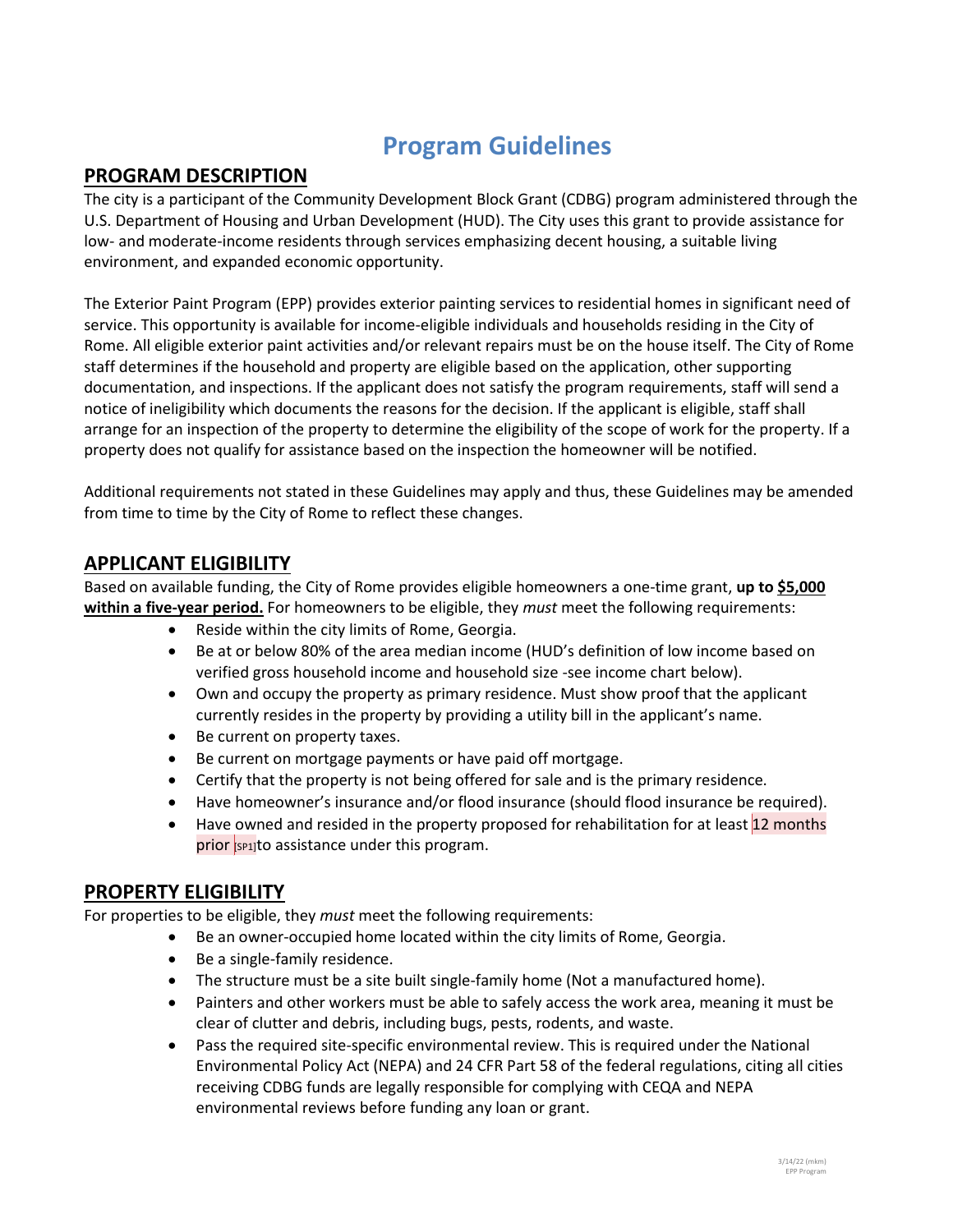# Program Guidelines

## PROGRAM DESCRIPTION

The city is a participant of the Community Development Block Grant (CDBG) program administered through the U.S. Department of Housing and Urban Development (HUD). The City uses this grant to provide assistance for low- and moderate-income residents through services emphasizing decent housing, a suitable living environment, and expanded economic opportunity.

The Exterior Paint Program (EPP) provides exterior painting services to residential homes in significant need of service. This opportunity is available for income-eligible individuals and households residing in the City of Rome. All eligible exterior paint activities and/or relevant repairs must be on the house itself. The City of Rome staff determines if the household and property are eligible based on the application, other supporting documentation, and inspections. If the applicant does not satisfy the program requirements, staff will send a notice of ineligibility which documents the reasons for the decision. If the applicant is eligible, staff shall arrange for an inspection of the property to determine the eligibility of the scope of work for the property. If a property does not qualify for assistance based on the inspection the homeowner will be notified.

Additional requirements not stated in these Guidelines may apply and thus, these Guidelines may be amended from time to time by the City of Rome to reflect these changes.

## APPLICANT ELIGIBILITY

Based on available funding, the City of Rome provides eligible homeowners a one-time grant, **up to <u>$5,000</u> <u>within a five-year period.</u>** For homeowners to be eligible, they *must* meet the following requirements:

- Reside within the city limits of Rome, Georgia.
- Be at or below 80% of the area median income (HUD's definition of low income based on verified gross household income and household size -see income chart below).
- Own and occupy the property as primary residence. Must show proof that the applicant currently resides in the property by providing a utility bill in the applicant's name.
- Be current on property taxes.
- Be current on mortgage payments or have paid off mortgage.
- Certify that the property is not being offered for sale and is the primary residence.
- Have homeowner's insurance and/or flood insurance (should flood insurance be required).
- Have owned and resided in the property proposed for rehabilitation for at least 12 months prior [SP1]to assistance under this program.

## PROPERTY ELIGIBILITY

For properties to be eligible, they *must* meet the following requirements:

- Be an owner-occupied home located within the city limits of Rome, Georgia.
- Be a single-family residence.
- The structure must be a site built single-family home (Not a manufactured home).
- Painters and other workers must be able to safely access the work area, meaning it must be clear of clutter and debris, including bugs, pests, rodents, and waste.
- Pass the required site-specific environmental review. This is required under the National Environmental Policy Act (NEPA) and 24 CFR Part 58 of the federal regulations, citing all cities receiving CDBG funds are legally responsible for complying with CEQA and NEPA environmental reviews before funding any loan or grant.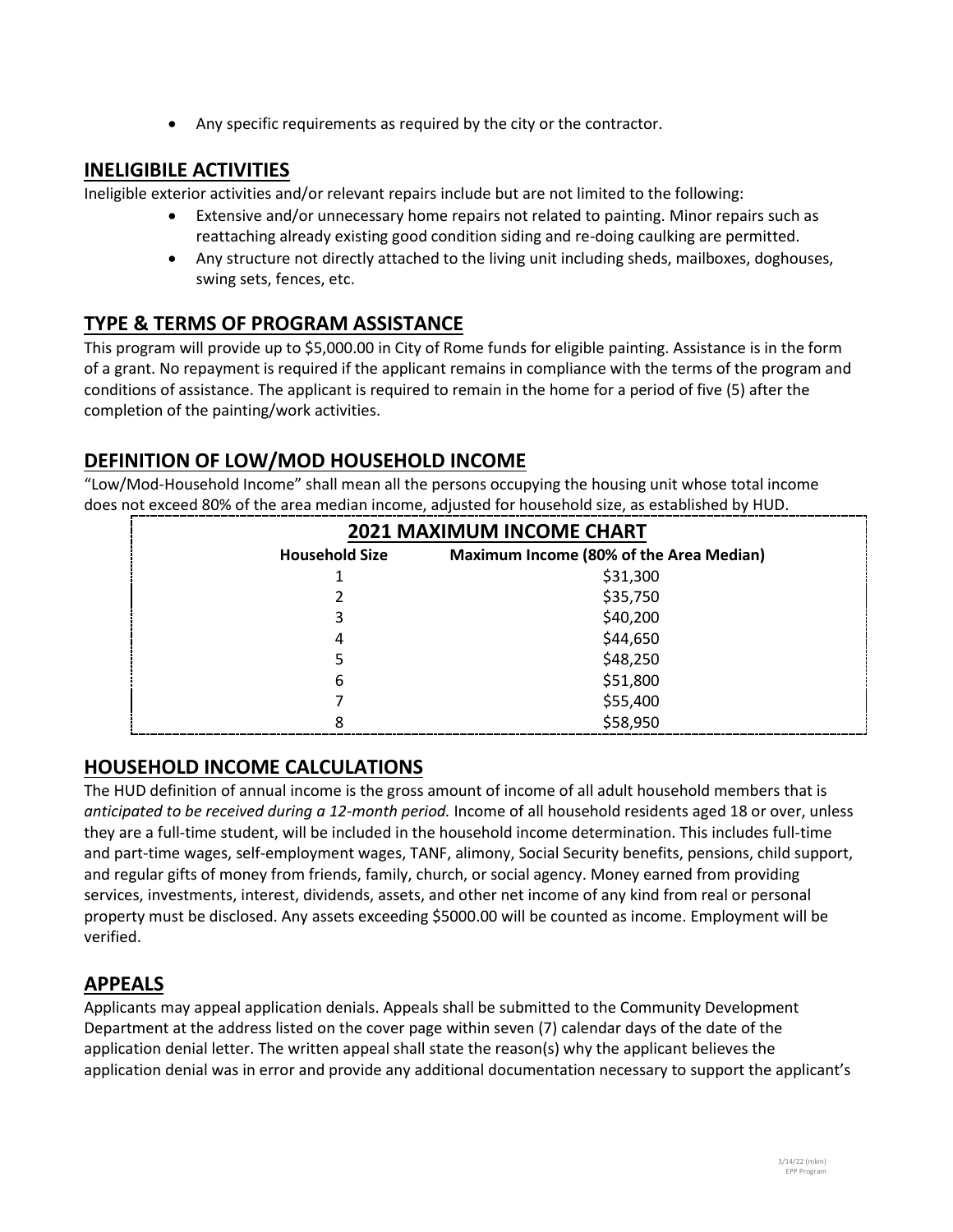- Any specific requirements as required by the city or the contractor.

## INELIGIBILE ACTIVITIES

Ineligible exterior activities and/or relevant repairs include but are not limited to the following:

- Extensive and/or unnecessary home repairs not related to painting. Minor repairs such as reattaching already existing good condition siding and re-doing caulking are permitted.
- Any structure not directly attached to the living unit including sheds, mailboxes, doghouses, swing sets, fences, etc.

## TYPE & TERMS OF PROGRAM ASSISTANCE

This program will provide up to $5,000.00 in City of Rome funds for eligible painting. Assistance is in the form of a grant. No repayment is required if the applicant remains in compliance with the terms of the program and conditions of assistance. The applicant is required to remain in the home for a period of five (5) after the completion of the painting/work activities.

## DEFINITION OF LOW/MOD HOUSEHOLD INCOME

"Low/Mod-Household Income" shall mean all the persons occupying the housing unit whose total income does not exceed 80% of the area median income, adjusted for household size, as established by HUD.

| 2021 MAXIMUM INCOME CHART | |
|---|---|
| **Household Size** | **Maximum Income (80% of the Area Median)** |
| 1 | $31,300 |
| 2 | $35,750 |
| 3 | $40,200 |
| 4 | $44,650 |
| 5 | $48,250 |
| 6 | $51,800 |
| 7 | $55,400 |
| 8 | $58,950 |

## HOUSEHOLD INCOME CALCULATIONS

The HUD definition of annual income is the gross amount of income of all adult household members that is *anticipated to be received during a 12-month period.* Income of all household residents aged 18 or over, unless they are a full-time student, will be included in the household income determination. This includes full-time and part-time wages, self-employment wages, TANF, alimony, Social Security benefits, pensions, child support, and regular gifts of money from friends, family, church, or social agency. Money earned from providing services, investments, interest, dividends, assets, and other net income of any kind from real or personal property must be disclosed. Any assets exceeding $5000.00 will be counted as income. Employment will be verified.

## APPEALS

Applicants may appeal application denials. Appeals shall be submitted to the Community Development Department at the address listed on the cover page within seven (7) calendar days of the date of the application denial letter. The written appeal shall state the reason(s) why the applicant believes the application denial was in error and provide any additional documentation necessary to support the applicant's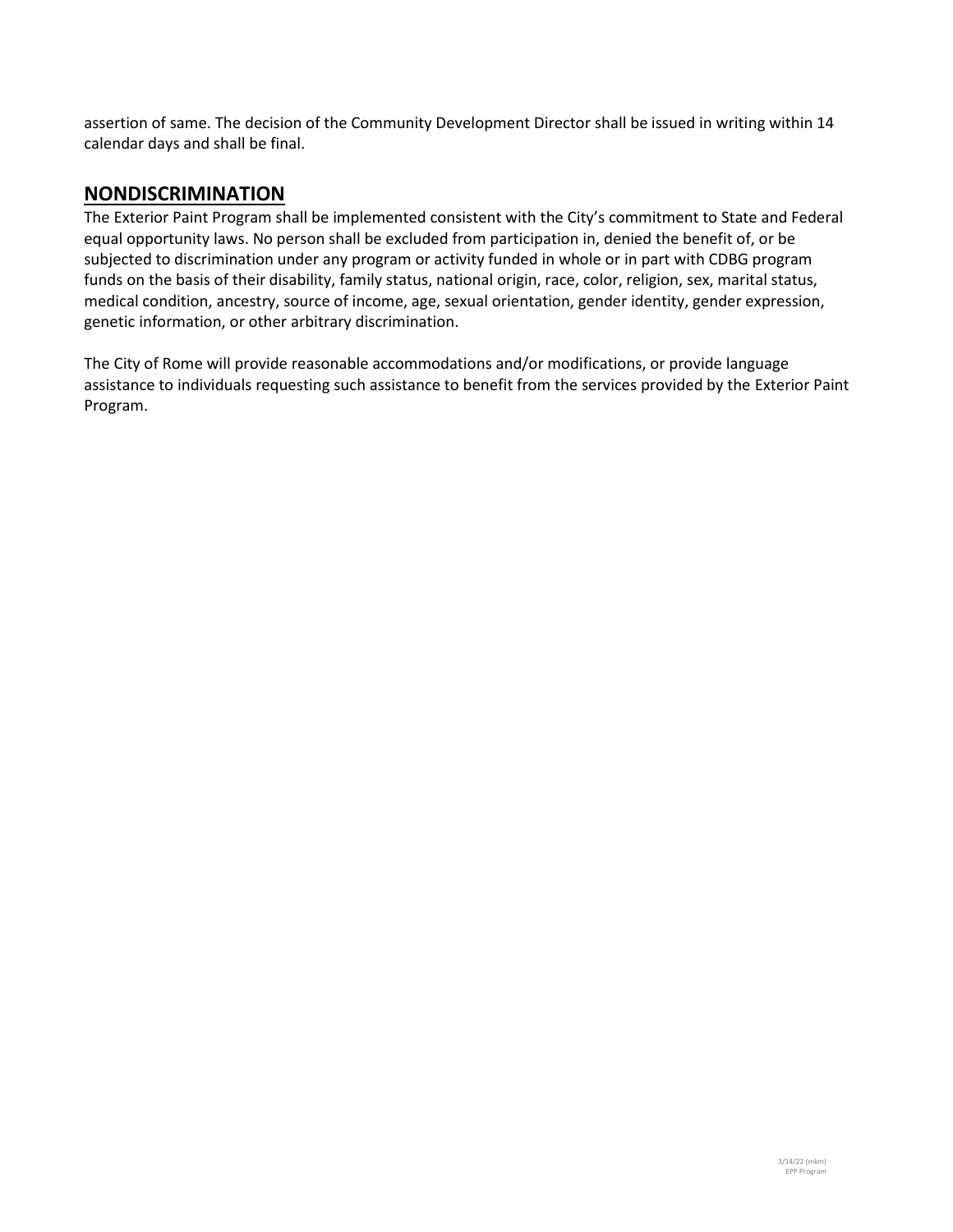assertion of same. The decision of the Community Development Director shall be issued in writing within 14 calendar days and shall be final.

## NONDISCRIMINATION

The Exterior Paint Program shall be implemented consistent with the City's commitment to State and Federal equal opportunity laws. No person shall be excluded from participation in, denied the benefit of, or be subjected to discrimination under any program or activity funded in whole or in part with CDBG program funds on the basis of their disability, family status, national origin, race, color, religion, sex, marital status, medical condition, ancestry, source of income, age, sexual orientation, gender identity, gender expression, genetic information, or other arbitrary discrimination.

The City of Rome will provide reasonable accommodations and/or modifications, or provide language assistance to individuals requesting such assistance to benefit from the services provided by the Exterior Paint Program.